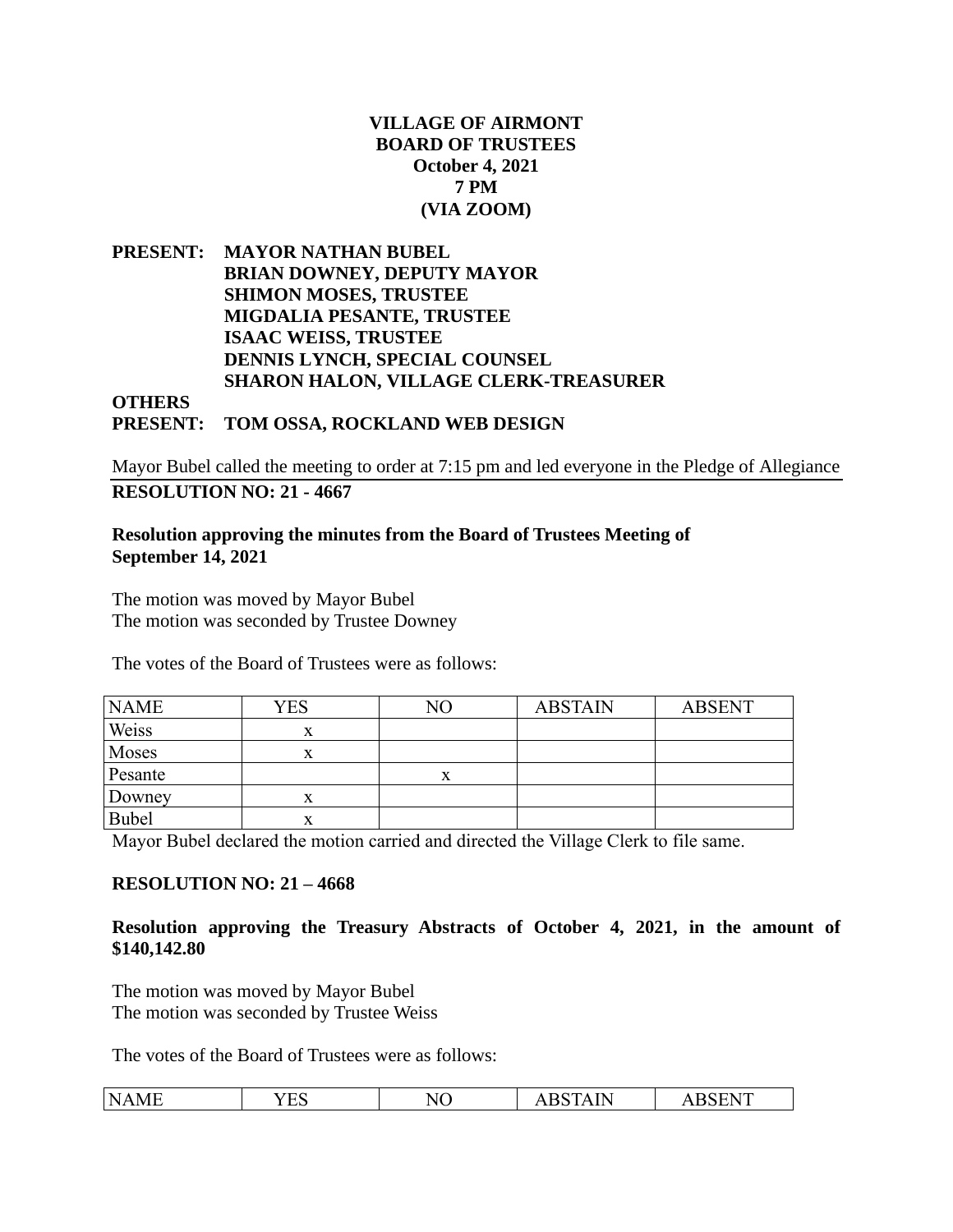**VILLAGE OF AIRMONT**
**BOARD OF TRUSTEES**
**October 4, 2021**
**7 PM**
**(VIA ZOOM)**

**PRESENT:** **MAYOR NATHAN BUBEL**
**BRIAN DOWNEY, DEPUTY MAYOR**
**SHIMON MOSES, TRUSTEE**
**MIGDALIA PESANTE, TRUSTEE**
**ISAAC WEISS, TRUSTEE**
**DENNIS LYNCH, SPECIAL COUNSEL**
**SHARON HALON, VILLAGE CLERK-TREASURER**

**OTHERS PRESENT:** **TOM OSSA, ROCKLAND WEB DESIGN**

Mayor Bubel called the meeting to order at 7:15 pm and led everyone in the Pledge of Allegiance

**RESOLUTION NO: 21 - 4667**

**Resolution approving the minutes from the Board of Trustees Meeting of September 14, 2021**

The motion was moved by Mayor Bubel
The motion was seconded by Trustee Downey

The votes of the Board of Trustees were as follows:

| NAME | YES | NO | ABSTAIN | ABSENT |
|---|---|---|---|---|
| Weiss | x | | | |
| Moses | x | | | |
| Pesante | | x | | |
| Downey | x | | | |
| Bubel | x | | | |

Mayor Bubel declared the motion carried and directed the Village Clerk to file same.

**RESOLUTION NO: 21 – 4668**

**Resolution approving the Treasury Abstracts of October 4, 2021, in the amount of $140,142.80**

The motion was moved by Mayor Bubel
The motion was seconded by Trustee Weiss

The votes of the Board of Trustees were as follows:

| NAME | YES | NO | ABSTAIN | ABSENT |
|---|---|---|---|---|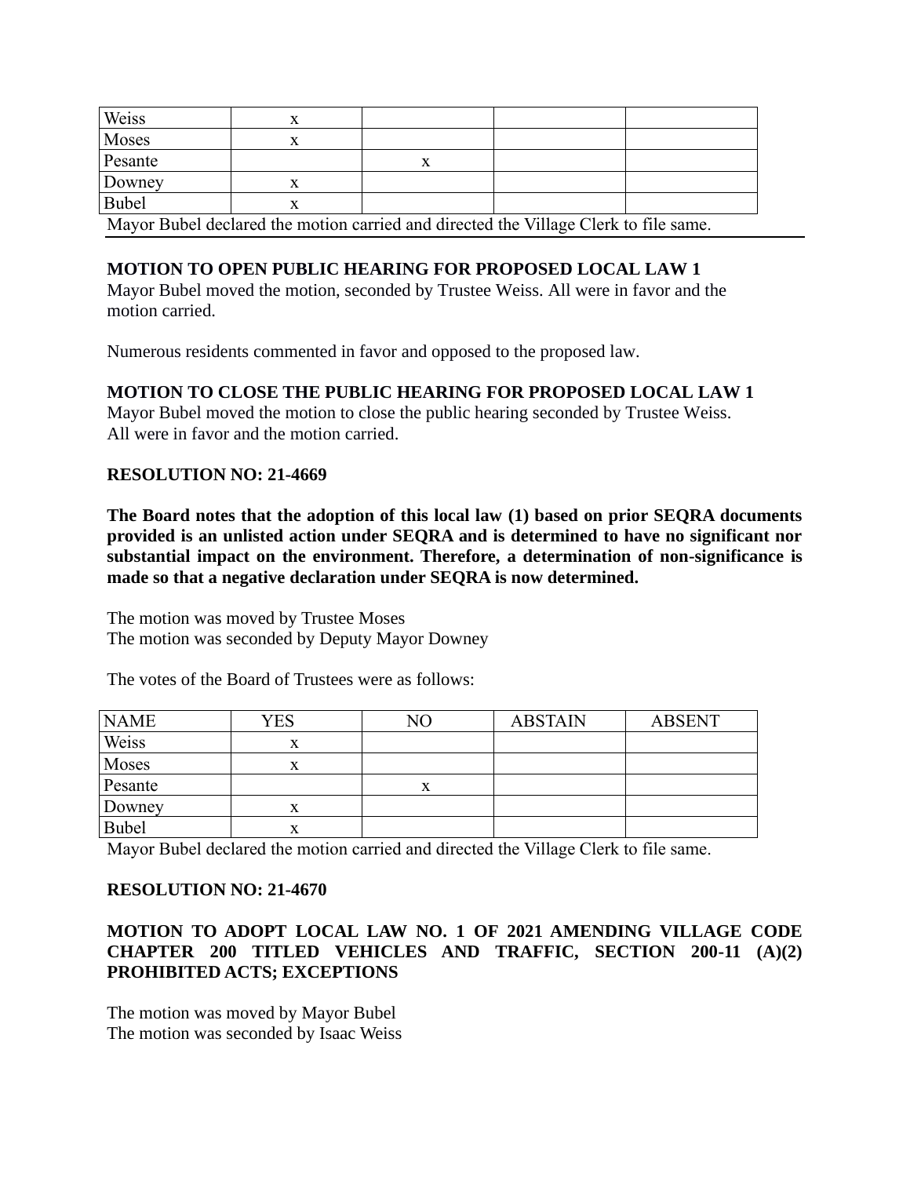| | | | | |
|---|---|---|---|---|
| Weiss | x | | | |
| Moses | x | | | |
| Pesante | | x | | |
| Downey | x | | | |
| Bubel | x | | | |

Mayor Bubel declared the motion carried and directed the Village Clerk to file same.

**MOTION TO OPEN PUBLIC HEARING FOR PROPOSED LOCAL LAW 1**

Mayor Bubel moved the motion, seconded by Trustee Weiss. All were in favor and the motion carried.

Numerous residents commented in favor and opposed to the proposed law.

**MOTION TO CLOSE THE PUBLIC HEARING FOR PROPOSED LOCAL LAW 1**

Mayor Bubel moved the motion to close the public hearing seconded by Trustee Weiss. All were in favor and the motion carried.

**RESOLUTION NO: 21-4669**

**The Board notes that the adoption of this local law (1) based on prior SEQRA documents provided is an unlisted action under SEQRA and is determined to have no significant nor substantial impact on the environment. Therefore, a determination of non-significance is made so that a negative declaration under SEQRA is now determined.**

The motion was moved by Trustee Moses
The motion was seconded by Deputy Mayor Downey

The votes of the Board of Trustees were as follows:

| NAME | YES | NO | ABSTAIN | ABSENT |
|---|---|---|---|---|
| Weiss | x | | | |
| Moses | x | | | |
| Pesante | | x | | |
| Downey | x | | | |
| Bubel | x | | | |

Mayor Bubel declared the motion carried and directed the Village Clerk to file same.

**RESOLUTION NO: 21-4670**

**MOTION TO ADOPT LOCAL LAW NO. 1 OF 2021 AMENDING VILLAGE CODE CHAPTER 200 TITLED VEHICLES AND TRAFFIC, SECTION 200-11 (A)(2) PROHIBITED ACTS; EXCEPTIONS**

The motion was moved by Mayor Bubel
The motion was seconded by Isaac Weiss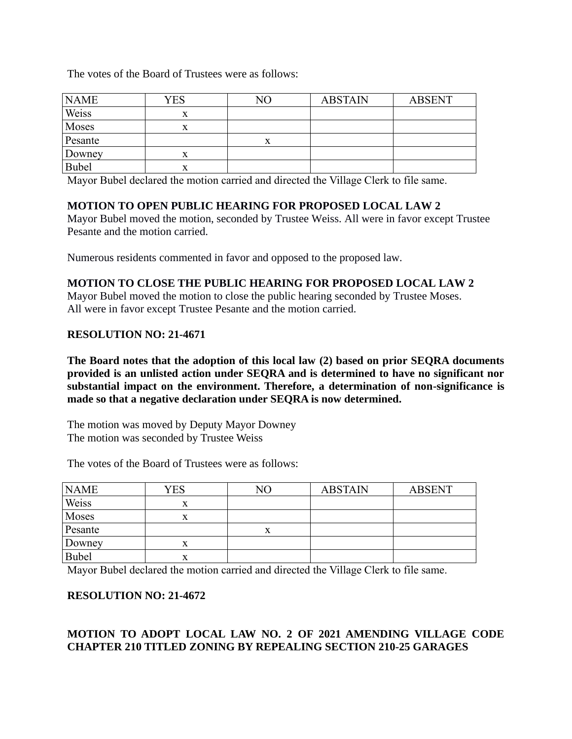The votes of the Board of Trustees were as follows:

| NAME | YES | NO | ABSTAIN | ABSENT |
|---|---|---|---|---|
| Weiss | x | | | |
| Moses | x | | | |
| Pesante | | x | | |
| Downey | x | | | |
| Bubel | x | | | |

Mayor Bubel declared the motion carried and directed the Village Clerk to file same.

**MOTION TO OPEN PUBLIC HEARING FOR PROPOSED LOCAL LAW 2**

Mayor Bubel moved the motion, seconded by Trustee Weiss. All were in favor except Trustee Pesante and the motion carried.

Numerous residents commented in favor and opposed to the proposed law.

**MOTION TO CLOSE THE PUBLIC HEARING FOR PROPOSED LOCAL LAW 2**

Mayor Bubel moved the motion to close the public hearing seconded by Trustee Moses. All were in favor except Trustee Pesante and the motion carried.

**RESOLUTION NO: 21-4671**

**The Board notes that the adoption of this local law (2) based on prior SEQRA documents provided is an unlisted action under SEQRA and is determined to have no significant nor substantial impact on the environment. Therefore, a determination of non-significance is made so that a negative declaration under SEQRA is now determined.**

The motion was moved by Deputy Mayor Downey
The motion was seconded by Trustee Weiss

The votes of the Board of Trustees were as follows:

| NAME | YES | NO | ABSTAIN | ABSENT |
|---|---|---|---|---|
| Weiss | x | | | |
| Moses | x | | | |
| Pesante | | x | | |
| Downey | x | | | |
| Bubel | x | | | |

Mayor Bubel declared the motion carried and directed the Village Clerk to file same.

**RESOLUTION NO: 21-4672**

**MOTION TO ADOPT LOCAL LAW NO. 2 OF 2021 AMENDING VILLAGE CODE CHAPTER 210 TITLED ZONING BY REPEALING SECTION 210-25 GARAGES**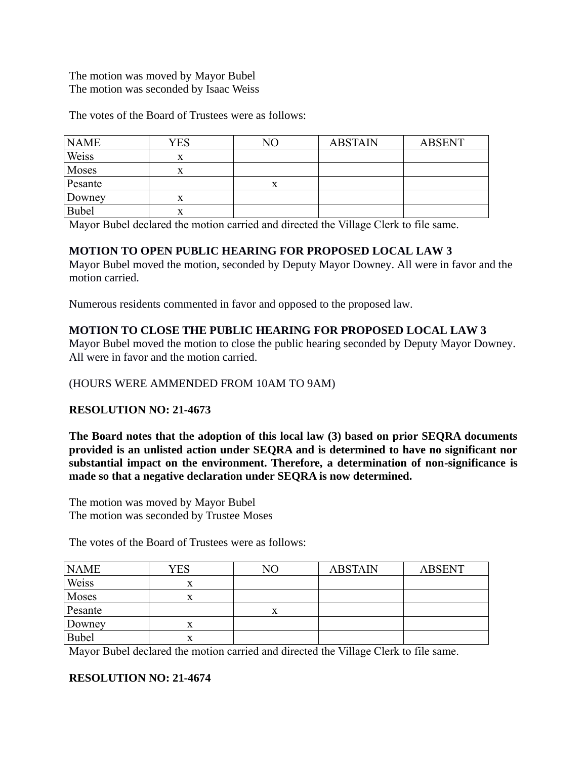The motion was moved by Mayor Bubel
The motion was seconded by Isaac Weiss

The votes of the Board of Trustees were as follows:

| NAME | YES | NO | ABSTAIN | ABSENT |
|---|---|---|---|---|
| Weiss | x | | | |
| Moses | x | | | |
| Pesante | | x | | |
| Downey | x | | | |
| Bubel | x | | | |

Mayor Bubel declared the motion carried and directed the Village Clerk to file same.

**MOTION TO OPEN PUBLIC HEARING FOR PROPOSED LOCAL LAW 3**

Mayor Bubel moved the motion, seconded by Deputy Mayor Downey. All were in favor and the motion carried.

Numerous residents commented in favor and opposed to the proposed law.

**MOTION TO CLOSE THE PUBLIC HEARING FOR PROPOSED LOCAL LAW 3**

Mayor Bubel moved the motion to close the public hearing seconded by Deputy Mayor Downey. All were in favor and the motion carried.

(HOURS WERE AMMENDED FROM 10AM TO 9AM)

**RESOLUTION NO: 21-4673**

**The Board notes that the adoption of this local law (3) based on prior SEQRA documents provided is an unlisted action under SEQRA and is determined to have no significant nor substantial impact on the environment. Therefore, a determination of non-significance is made so that a negative declaration under SEQRA is now determined.**

The motion was moved by Mayor Bubel
The motion was seconded by Trustee Moses

The votes of the Board of Trustees were as follows:

| NAME | YES | NO | ABSTAIN | ABSENT |
|---|---|---|---|---|
| Weiss | x | | | |
| Moses | x | | | |
| Pesante | | x | | |
| Downey | x | | | |
| Bubel | x | | | |

Mayor Bubel declared the motion carried and directed the Village Clerk to file same.

**RESOLUTION NO: 21-4674**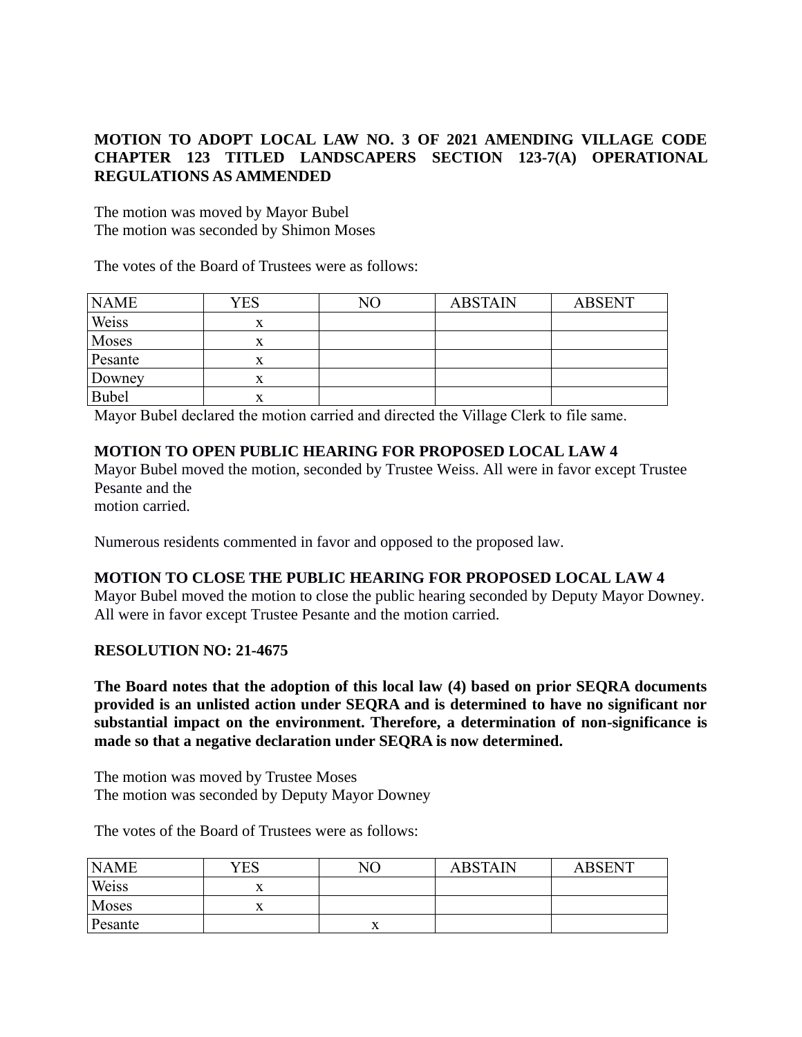**MOTION TO ADOPT LOCAL LAW NO. 3 OF 2021 AMENDING VILLAGE CODE CHAPTER 123 TITLED LANDSCAPERS SECTION 123-7(A) OPERATIONAL REGULATIONS AS AMMENDED**

The motion was moved by Mayor Bubel
The motion was seconded by Shimon Moses

The votes of the Board of Trustees were as follows:

| NAME | YES | NO | ABSTAIN | ABSENT |
|---|---|---|---|---|
| Weiss | x | | | |
| Moses | x | | | |
| Pesante | x | | | |
| Downey | x | | | |
| Bubel | x | | | |

Mayor Bubel declared the motion carried and directed the Village Clerk to file same.

**MOTION TO OPEN PUBLIC HEARING FOR PROPOSED LOCAL LAW 4**
Mayor Bubel moved the motion, seconded by Trustee Weiss. All were in favor except Trustee Pesante and the
motion carried.

Numerous residents commented in favor and opposed to the proposed law.

**MOTION TO CLOSE THE PUBLIC HEARING FOR PROPOSED LOCAL LAW 4**
Mayor Bubel moved the motion to close the public hearing seconded by Deputy Mayor Downey. All were in favor except Trustee Pesante and the motion carried.

**RESOLUTION NO: 21-4675**

**The Board notes that the adoption of this local law (4) based on prior SEQRA documents provided is an unlisted action under SEQRA and is determined to have no significant nor substantial impact on the environment. Therefore, a determination of non-significance is made so that a negative declaration under SEQRA is now determined.**

The motion was moved by Trustee Moses
The motion was seconded by Deputy Mayor Downey

The votes of the Board of Trustees were as follows:

| NAME | YES | NO | ABSTAIN | ABSENT |
|---|---|---|---|---|
| Weiss | x | | | |
| Moses | x | | | |
| Pesante | | x | | |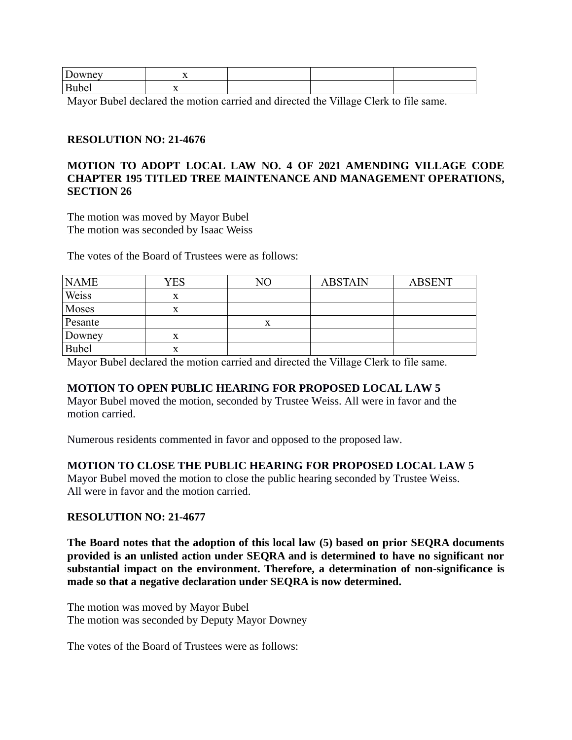| | | | | |
|---|---|---|---|---|
| Downey | x | | | |
| Bubel | x | | | |

Mayor Bubel declared the motion carried and directed the Village Clerk to file same.

**RESOLUTION NO: 21-4676**

**MOTION TO ADOPT LOCAL LAW NO. 4 OF 2021 AMENDING VILLAGE CODE CHAPTER 195 TITLED TREE MAINTENANCE AND MANAGEMENT OPERATIONS, SECTION 26**

The motion was moved by Mayor Bubel
The motion was seconded by Isaac Weiss

The votes of the Board of Trustees were as follows:

| NAME | YES | NO | ABSTAIN | ABSENT |
|---|---|---|---|---|
| Weiss | x | | | |
| Moses | x | | | |
| Pesante | | x | | |
| Downey | x | | | |
| Bubel | x | | | |

Mayor Bubel declared the motion carried and directed the Village Clerk to file same.

**MOTION TO OPEN PUBLIC HEARING FOR PROPOSED LOCAL LAW 5**
Mayor Bubel moved the motion, seconded by Trustee Weiss. All were in favor and the motion carried.

Numerous residents commented in favor and opposed to the proposed law.

**MOTION TO CLOSE THE PUBLIC HEARING FOR PROPOSED LOCAL LAW 5**
Mayor Bubel moved the motion to close the public hearing seconded by Trustee Weiss. All were in favor and the motion carried.

**RESOLUTION NO: 21-4677**

**The Board notes that the adoption of this local law (5) based on prior SEQRA documents provided is an unlisted action under SEQRA and is determined to have no significant nor substantial impact on the environment. Therefore, a determination of non-significance is made so that a negative declaration under SEQRA is now determined.**

The motion was moved by Mayor Bubel
The motion was seconded by Deputy Mayor Downey

The votes of the Board of Trustees were as follows: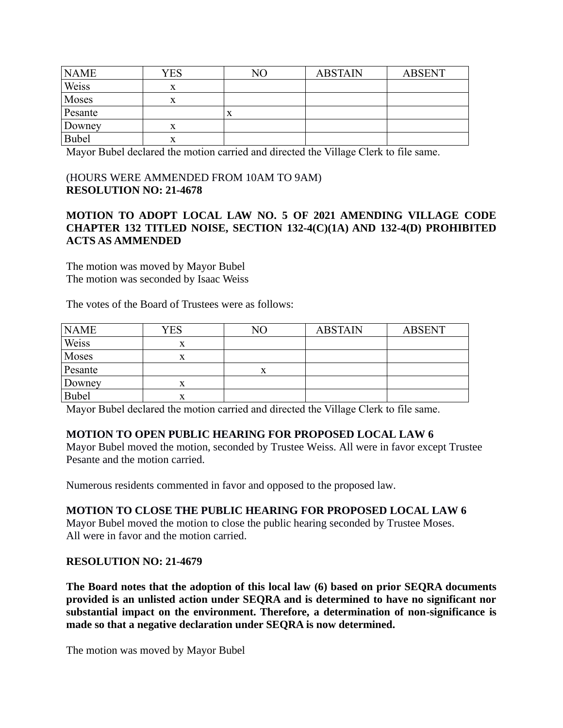| NAME | YES | NO | ABSTAIN | ABSENT |
| --- | --- | --- | --- | --- |
| Weiss | x | | | |
| Moses | x | | | |
| Pesante | | x | | |
| Downey | x | | | |
| Bubel | x | | | |

Mayor Bubel declared the motion carried and directed the Village Clerk to file same.

(HOURS WERE AMMENDED FROM 10AM TO 9AM)
**RESOLUTION NO: 21-4678**

**MOTION TO ADOPT LOCAL LAW NO. 5 OF 2021 AMENDING VILLAGE CODE CHAPTER 132 TITLED NOISE, SECTION 132-4(C)(1A) AND 132-4(D) PROHIBITED ACTS AS AMMENDED**

The motion was moved by Mayor Bubel
The motion was seconded by Isaac Weiss

The votes of the Board of Trustees were as follows:

| NAME | YES | NO | ABSTAIN | ABSENT |
| --- | --- | --- | --- | --- |
| Weiss | x | | | |
| Moses | x | | | |
| Pesante | | x | | |
| Downey | x | | | |
| Bubel | x | | | |

Mayor Bubel declared the motion carried and directed the Village Clerk to file same.

**MOTION TO OPEN PUBLIC HEARING FOR PROPOSED LOCAL LAW 6**
Mayor Bubel moved the motion, seconded by Trustee Weiss. All were in favor except Trustee Pesante and the motion carried.

Numerous residents commented in favor and opposed to the proposed law.

**MOTION TO CLOSE THE PUBLIC HEARING FOR PROPOSED LOCAL LAW 6**
Mayor Bubel moved the motion to close the public hearing seconded by Trustee Moses. All were in favor and the motion carried.

**RESOLUTION NO: 21-4679**

**The Board notes that the adoption of this local law (6) based on prior SEQRA documents provided is an unlisted action under SEQRA and is determined to have no significant nor substantial impact on the environment. Therefore, a determination of non-significance is made so that a negative declaration under SEQRA is now determined.**

The motion was moved by Mayor Bubel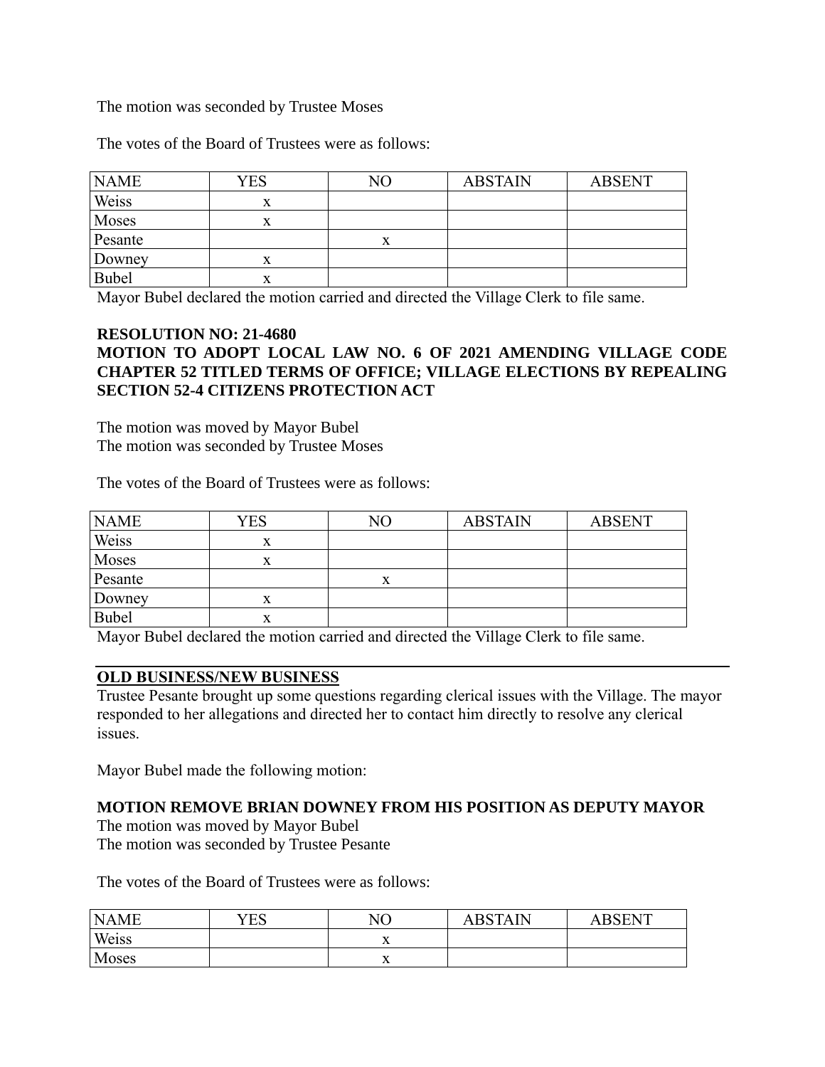The motion was seconded by Trustee Moses

The votes of the Board of Trustees were as follows:

| NAME | YES | NO | ABSTAIN | ABSENT |
|---|---|---|---|---|
| Weiss | x | | | |
| Moses | x | | | |
| Pesante | | x | | |
| Downey | x | | | |
| Bubel | x | | | |

Mayor Bubel declared the motion carried and directed the Village Clerk to file same.

**RESOLUTION NO: 21-4680**

**MOTION TO ADOPT LOCAL LAW NO. 6 OF 2021 AMENDING VILLAGE CODE CHAPTER 52 TITLED TERMS OF OFFICE; VILLAGE ELECTIONS BY REPEALING SECTION 52-4 CITIZENS PROTECTION ACT**

The motion was moved by Mayor Bubel
The motion was seconded by Trustee Moses

The votes of the Board of Trustees were as follows:

| NAME | YES | NO | ABSTAIN | ABSENT |
|---|---|---|---|---|
| Weiss | x | | | |
| Moses | x | | | |
| Pesante | | x | | |
| Downey | x | | | |
| Bubel | x | | | |

Mayor Bubel declared the motion carried and directed the Village Clerk to file same.

**OLD BUSINESS/NEW BUSINESS**

Trustee Pesante brought up some questions regarding clerical issues with the Village. The mayor responded to her allegations and directed her to contact him directly to resolve any clerical issues.

Mayor Bubel made the following motion:

**MOTION REMOVE BRIAN DOWNEY FROM HIS POSITION AS DEPUTY MAYOR**

The motion was moved by Mayor Bubel
The motion was seconded by Trustee Pesante

The votes of the Board of Trustees were as follows:

| NAME | YES | NO | ABSTAIN | ABSENT |
|---|---|---|---|---|
| Weiss | | x | | |
| Moses | | x | | |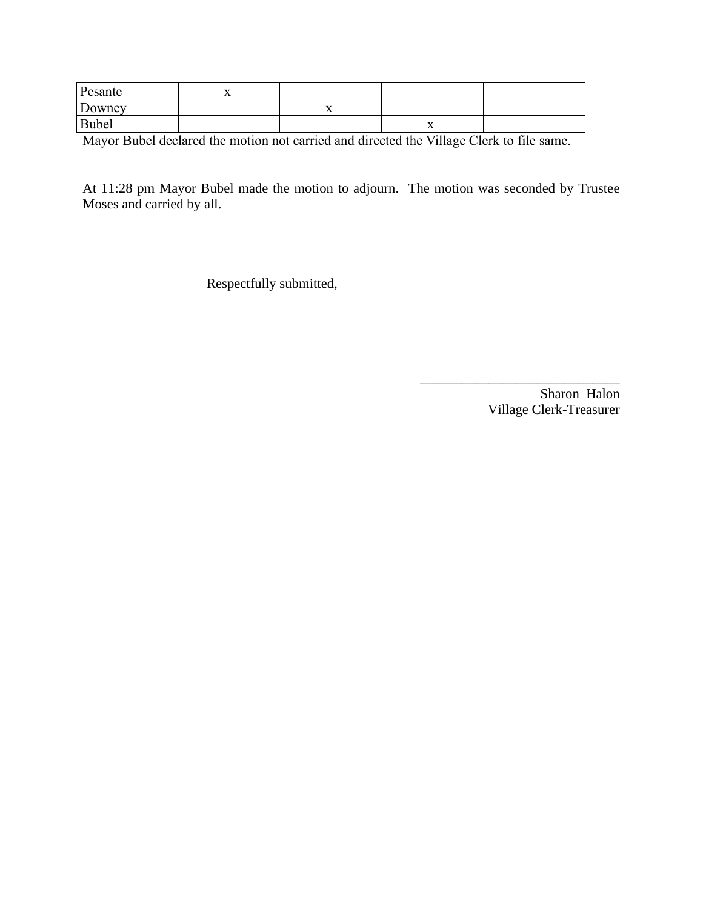| | | | | |
|---|---|---|---|---|
| Pesante | x | | | |
| Downey | | x | | |
| Bubel | | | x | |

Mayor Bubel declared the motion not carried and directed the Village Clerk to file same.

At 11:28 pm Mayor Bubel made the motion to adjourn. The motion was seconded by Trustee Moses and carried by all.

Respectfully submitted,

\_\_\_\_\_\_\_\_\_\_\_\_\_\_\_\_\_\_\_\_\_\_\_\_\_\_\_\_\_\_

Sharon Halon
Village Clerk-Treasurer